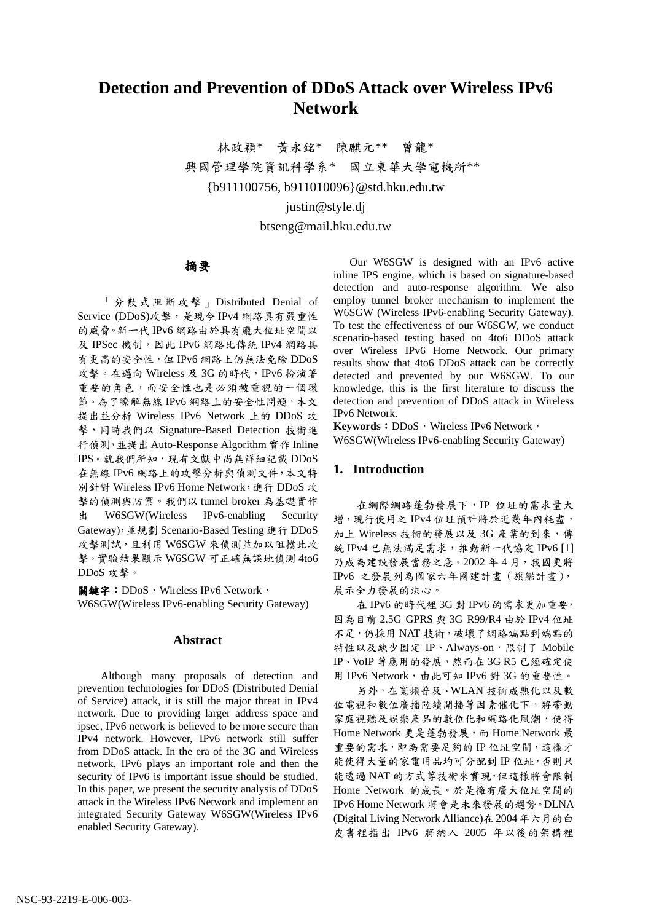# Detection and Prevention of DDoS Attack over Wireless IPv6 Network

林政穎* 黃永銘* 陳麒元** 曾龍*

興國管理學院資訊科學系* 國立東華大學電機所**

{b911100756, b911010096}@std.hku.edu.tw

justin@style.dj

btseng@mail.hku.edu.tw

## 摘要

「分散式阻斷攻擊」Distributed Denial of Service (DDoS)攻擊，是現今 IPv4 網路具有嚴重性的威脅。新一代 IPv6 網路由於具有龐大位址空間以及 IPSec 機制，因此 IPv6 網路比傳統 IPv4 網路具有更高的安全性，但 IPv6 網路上仍無法免除 DDoS 攻擊。在邁向 Wireless 及 3G 的時代，IPv6 扮演著重要的角色，而安全性也是必須被重視的一個環節。為了瞭解無線 IPv6 網路上的安全性問題，本文提出並分析 Wireless IPv6 Network 上的 DDoS 攻擊，同時我們以 Signature-Based Detection 技術進行偵測，並提出 Auto-Response Algorithm 實作 Inline IPS。就我們所知，現有文獻中尚無詳細記載 DDoS 在無線 IPv6 網路上的攻擊分析與偵測文件，本文特別針對 Wireless IPv6 Home Network，進行 DDoS 攻擊的偵測與防禦。我們以 tunnel broker 為基礎實作出 W6SGW(Wireless IPv6-enabling Security Gateway)，並規劃 Scenario-Based Testing 進行 DDoS 攻擊測試，且利用 W6SGW 來偵測並加以阻擋此攻擊。實驗結果顯示 W6SGW 可正確無誤地偵測 4to6 DDoS 攻擊。

**關鍵字：**DDoS，Wireless IPv6 Network，W6SGW(Wireless IPv6-enabling Security Gateway)

## Abstract

Although many proposals of detection and prevention technologies for DDoS (Distributed Denial of Service) attack, it is still the major threat in IPv4 network. Due to providing larger address space and ipsec, IPv6 network is believed to be more secure than IPv4 network. However, IPv6 network still suffer from DDoS attack. In the era of the 3G and Wireless network, IPv6 plays an important role and then the security of IPv6 is important issue should be studied. In this paper, we present the security analysis of DDoS attack in the Wireless IPv6 Network and implement an integrated Security Gateway W6SGW(Wireless IPv6 enabled Security Gateway).

Our W6SGW is designed with an IPv6 active inline IPS engine, which is based on signature-based detection and auto-response algorithm. We also employ tunnel broker mechanism to implement the W6SGW (Wireless IPv6-enabling Security Gateway). To test the effectiveness of our W6SGW, we conduct scenario-based testing based on 4to6 DDoS attack over Wireless IPv6 Home Network. Our primary results show that 4to6 DDoS attack can be correctly detected and prevented by our W6SGW. To our knowledge, this is the first literature to discuss the detection and prevention of DDoS attack in Wireless IPv6 Network.

**Keywords：**DDoS，Wireless IPv6 Network，W6SGW(Wireless IPv6-enabling Security Gateway)

## 1. Introduction

在網際網路蓬勃發展下，IP 位址的需求量大增，現行使用之 IPv4 位址預計將於近幾年內耗盡，加上 Wireless 技術的發展以及 3G 產業的到來，傳統 IPv4 已無法滿足需求，推動新一代協定 IPv6 [1] 乃成為建設發展當務之急。2002 年 4 月，我國更將 IPv6 之發展列為國家六年國建計畫（旗艦計畫），展示全力發展的決心。

在 IPv6 的時代裡 3G 對 IPv6 的需求更加重要，因為目前 2.5G GPRS 與 3G R99/R4 由於 IPv4 位址不足，仍採用 NAT 技術，破壞了網路端點到端點的特性以及缺少固定 IP、Always-on，限制了 Mobile IP、VoIP 等應用的發展，然而在 3G R5 已經確定使用 IPv6 Network，由此可知 IPv6 對 3G 的重要性。

另外，在寬頻普及、WLAN 技術成熟化以及數位電視和數位廣播陸續開播等因素催化下，將帶動家庭視聽及娛樂產品的數位化和網路化風潮，使得 Home Network 更是蓬勃發展，而 Home Network 最重要的需求，即為需要足夠的 IP 位址空間，這樣才能使得大量的家電用品均可分配到 IP 位址，否則只能透過 NAT 的方式等技術來實現，但這樣將會限制 Home Network 的成長。於是擁有廣大位址空間的 IPv6 Home Network 將會是未來發展的趨勢。DLNA (Digital Living Network Alliance)在 2004 年六月的白皮書裡指出 IPv6 將納入 2005 年以後的架構裡

NSC-93-2219-E-006-003-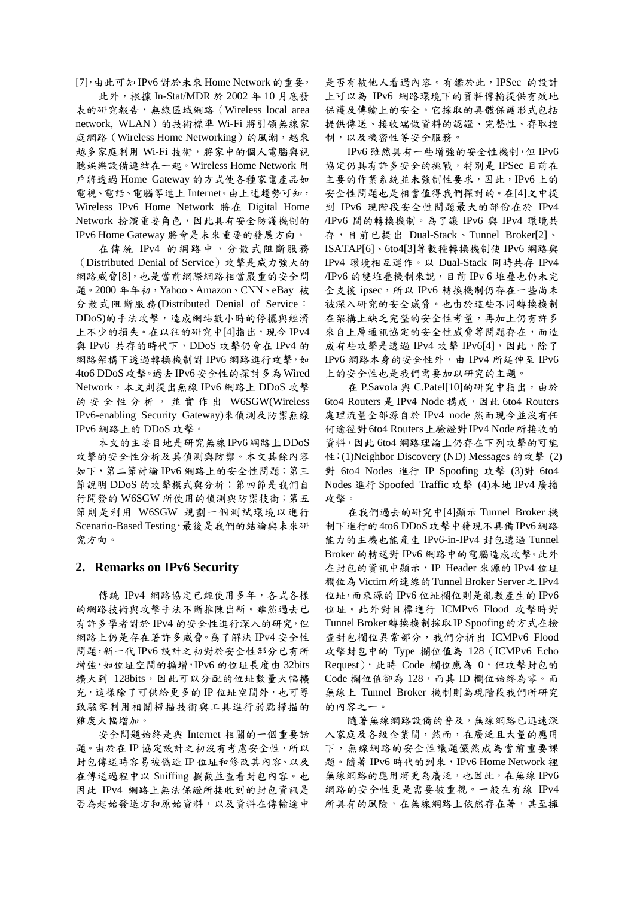[7]，由此可知 IPv6 對於未來 Home Network 的重要。

此外，根據 In-Stat/MDR 於 2002 年 10 月底發表的研究報告，無線區域網路（Wireless local area network, WLAN）的技術標準 Wi-Fi 將引領無線家庭網路（Wireless Home Networking）的風潮，越來越多家庭利用 Wi-Fi 技術，將家中的個人電腦與視聽娛樂設備連結在一起。Wireless Home Network 用戶將透過 Home Gateway 的方式使各種家電產品如電視、電話、電腦等連上 Internet。由上述趨勢可知，Wireless IPv6 Home Network 將在 Digital Home Network 扮演重要角色，因此具有安全防護機制的 IPv6 Home Gateway 將會是未來重要的發展方向。

在傳統 IPv4 的網路中，分散式阻斷服務（Distributed Denial of Service）攻擊是威力強大的網路威脅[8]，也是當前網際網路相當嚴重的安全問題。2000 年年初，Yahoo、Amazon、CNN、eBay 被分散式阻斷服務(Distributed Denial of Service：DDoS)的手法攻擊，造成網站數小時的停擺與經濟上不少的損失。在以往的研究中[4]指出，現今 IPv4 與 IPv6 共存的時代下，DDoS 攻擊仍會在 IPv4 的網路架構下透過轉換機制對 IPv6 網路進行攻擊，如 4to6 DDoS 攻擊。過去 IPv6 安全性的探討多為 Wired Network，本文則提出無線 IPv6 網路上 DDoS 攻擊的安全性分析，並實作出 W6SGW(Wireless IPv6-enabling Security Gateway)來偵測及防禦無線 IPv6 網路上的 DDoS 攻擊。

本文的主要目地是研究無線 IPv6 網路上 DDoS 攻擊的安全性分析及其偵測與防禦。本文其餘內容如下，第二節討論 IPv6 網路上的安全性問題；第三節說明 DDoS 的攻擊模式與分析；第四節是我們自行開發的 W6SGW 所使用的偵測與防禦技術；第五節則是利用 W6SGW 規劃一個測試環境以進行 Scenario-Based Testing，最後是我們的結論與未來研究方向。

## 2. Remarks on IPv6 Security

傳統 IPv4 網路協定已經使用多年，各式各樣的網路技術與攻擊手法不斷推陳出新。雖然過去已有許多學者對於 IPv4 的安全性進行深入的研究，但網路上仍是存在著許多威脅。爲了解決 IPv4 安全性問題，新一代 IPv6 設計之初對於安全性部分已有所增強，如位址空間的擴增，IPv6 的位址長度由 32bits 擴大到 128bits，因此可以分配的位址數量大幅擴充，這樣除了可供給更多的 IP 位址空間外，也可導致駭客利用相關掃描技術與工具進行弱點掃描的難度大幅增加。

安全問題始終是與 Internet 相關的一個重要話題。由於在 IP 協定設計之初沒有考慮安全性，所以封包傳送時容易被偽造 IP 位址和修改其內容、以及在傳送過程中以 Sniffing 攔截並查看封包內容。也因此 IPv4 網路上無法保證所接收到的封包資訊是否為起始發送方和原始資料，以及資料在傳輸途中是否有被他人看過內容。有鑑於此，IPSec 的設計上可以為 IPv6 網路環境下的資料傳輸提供有效地保護及傳輸上的安全。它採取的具體保護形式包括提供傳送、接收端做資料的認證、完整性、存取控制，以及機密性等安全服務。

IPv6 雖然具有一些增強的安全性機制，但 IPv6 協定仍具有許多安全的挑戰，特別是 IPSec 目前在主要的作業系統並未強制性要求，因此，IPv6 上的安全性問題也是相當值得我們探討的。在[4]文中提到 IPv6 現階段安全性問題最大的部份在於 IPv4 /IPv6 間的轉換機制。為了讓 IPv6 與 IPv4 環境共存，目前已提出 Dual-Stack、Tunnel Broker[2]、ISATAP[6]、6to4[3]等數種轉換機制使 IPv6 網路與 IPv4 環境相互運作。以 Dual-Stack 同時共存 IPv4 /IPv6 的雙堆疊機制來說，目前 IPv 6 堆疊也仍未完全支援 ipsec，所以 IPv6 轉換機制仍存在一些尚未被深入研究的安全威脅。也由於這些不同轉換機制在架構上缺乏完整的安全性考量，再加上仍有許多來自上層通訊協定的安全性威脅等問題存在，而造成有些攻擊是透過 IPv4 攻擊 IPv6[4]，因此，除了 IPv6 網路本身的安全性外，由 IPv4 所延伸至 IPv6 上的安全性也是我們需要加以研究的主題。

在 P.Savola 與 C.Patel[10]的研究中指出，由於 6to4 Routers 是 IPv4 Node 構成，因此 6to4 Routers 處理流量全部源自於 IPv4 node 然而現今並沒有任何途徑對 6to4 Routers 上驗證對 IPv4 Node 所接收的資料，因此 6to4 網路理論上仍存在下列攻擊的可能性：(1)Neighbor Discovery (ND) Messages 的攻擊 (2) 對 6to4 Nodes 進行 IP Spoofing 攻擊 (3)對 6to4 Nodes 進行 Spoofed Traffic 攻擊 (4)本地 IPv4 廣播攻擊。

在我們過去的研究中[4]顯示 Tunnel Broker 機制下進行的 4to6 DDoS 攻擊中發現不具備 IPv6 網路能力的主機也能產生 IPv6-in-IPv4 封包透過 Tunnel Broker 的轉送對 IPv6 網路中的電腦造成攻擊。此外在封包的資訊中顯示，IP Header 來源的 IPv4 位址欄位為 Victim 所連線的 Tunnel Broker Server 之 IPv4 位址，而來源的 IPv6 位址欄位則是亂數產生的 IPv6 位址。此外對目標進行 ICMPv6 Flood 攻擊時對 Tunnel Broker 轉換機制採取 IP Spoofing 的方式在檢查封包欄位異常部分，我們分析出 ICMPv6 Flood 攻擊封包中的 Type 欄位值為 128（ICMPv6 Echo Request），此時 Code 欄位應為 0，但攻擊封包的 Code 欄位值卻為 128，而其 ID 欄位始終為零。而無線上 Tunnel Broker 機制則為現階段我們所研究的內容之一。

隨著無線網路設備的普及，無線網路已迅速深入家庭及各級企業間，然而，在廣泛且大量的應用下，無線網路的安全性議題儼然成為當前重要課題。隨著 IPv6 時代的到來，IPv6 Home Network 裡無線網路的應用將更為廣泛，也因此，在無線 IPv6 網路的安全性更是需要被重視。一般在有線 IPv4 所具有的風險，在無線網路上依然存在著，甚至擁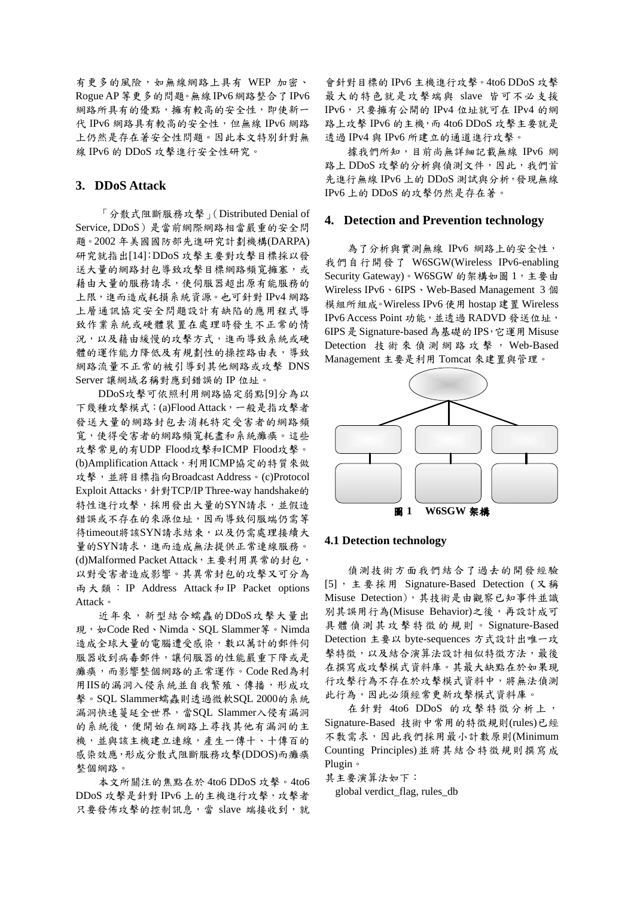有更多的風險，如無線網路上具有 WEP 加密、Rogue AP 等更多的問題。無線 IPv6 網路整合了 IPv6 網路所具有的優點，擁有較高的安全性，即使新一代 IPv6 網路具有較高的安全性，但無線 IPv6 網路上仍然是存在著安全性問題。因此本文特別針對無線 IPv6 的 DDoS 攻擊進行安全性研究。

## 3. DDoS Attack

「分散式阻斷服務攻擊」(Distributed Denial of Service, DDoS) 是當前網際網路相當嚴重的安全問題。2002 年美國國防部先進研究計劃機構(DARPA)研究就指出[14]：DDoS 攻擊主要對攻擊目標採以發送大量的網路封包導致攻擊目標網路頻寬擁塞，或藉由大量的服務請求，使伺服器超出原有能服務的上限，進而造成耗損系統資源。也可針對 IPv4 網路上層通訊協定安全問題設計有缺陷的應用程式導致作業系統或硬體裝置在處理時發生不正常的情況，以及藉由緩慢的攻擊方式，進而導致系統或硬體的運作能力降低及有規劃性的操控路由表，導致網路流量不正常的被引導到其他網路或攻擊 DNS Server 讓網域名稱對應到錯誤的 IP 位址。

DDoS攻擊可依照利用網路協定弱點[9]分為以下幾種攻擊模式：(a)Flood Attack，一般是指攻擊者發送大量的網路封包去消耗特定受害者的網路頻寬，使得受害者的網路頻寬耗盡和系統癱瘓。這些攻擊常見的有UDP Flood攻擊和ICMP Flood攻擊。(b)Amplification Attack，利用ICMP協定的特質來做攻擊，並將目標指向Broadcast Address。(c)Protocol Exploit Attacks，針對TCP/IP Three-way handshake的特性進行攻擊，採用發出大量的SYN請求，並假造錯誤或不存在的來源位址，因而導致伺服端仍需等待timeout將該SYN請求結束，以及仍需處理接續大量的SYN請求，進而造成無法提供正常連線服務。(d)Malformed Packet Attack，主要利用異常的封包，以對受害者造成影響。其異常封包的攻擊又可分為兩大類：IP Address Attack和IP Packet options Attack。

近年來，新型結合蠕蟲的DDoS攻擊大量出現，如Code Red、Nimda、SQL Slammer等。Nimda造成全球大量的電腦遭受感染，數以萬計的郵件伺服器收到病毒郵件，讓伺服器的性能嚴重下降或是癱瘓，而影響整個網路的正常運作。Code Red為利用IIS的漏洞入侵系統並自我繁殖、傳播，形成攻擊。SQL Slammer蠕蟲則透過微軟SQL 2000的系統漏洞快速蔓延全世界，當SQL Slammer入侵有漏洞的系統後，便開始在網路上尋找其他有漏洞的主機，並與該主機建立連線，產生一傳十、十傳百的感染效應，形成分散式阻斷服務攻擊(DDOS)而癱瘓整個網路。

本文所關注的焦點在於 4to6 DDoS 攻擊。4to6 DDoS 攻擊是針對 IPv6 上的主機進行攻擊，攻擊者只要發佈攻擊的控制訊息，當 slave 端接收到，就會針對目標的 IPv6 主機進行攻擊。4to6 DDoS 攻擊最大的特色就是攻擊端與 slave 皆可不必支援 IPv6，只要擁有公開的 IPv4 位址就可在 IPv4 的網路上攻擊 IPv6 的主機，而 4to6 DDoS 攻擊主要就是透過 IPv4 與 IPv6 所建立的通道進行攻擊。

據我們所知，目前尚無詳細記載無線 IPv6 網路上 DDoS 攻擊的分析與偵測文件，因此，我們首先進行無線 IPv6 上的 DDoS 測試與分析，發現無線 IPv6 上的 DDoS 的攻擊仍然是存在著。

## 4. Detection and Prevention technology

為了分析與實測無線 IPv6 網路上的安全性，我們自行開發了 W6SGW(Wireless IPv6-enabling Security Gateway)。W6SGW 的架構如圖 1，主要由 Wireless IPv6、6IPS、Web-Based Management 3 個模組所組成。Wireless IPv6 使用 hostap 建置 Wireless IPv6 Access Point 功能，並透過 RADVD 發送位址，6IPS 是 Signature-based 為基礎的 IPS，它運用 Misuse Detection 技術來偵測網路攻擊，Web-Based Management 主要是利用 Tomcat 來建置與管理。

**圖 1 W6SGW 架構**

### 4.1 Detection technology

偵測技術方面我們結合了過去的開發經驗[5]，主要採用 Signature-Based Detection (又稱 Misuse Detection)，其技術是由觀察已知事件並識別其誤用行為(Misuse Behavior)之後，再設計成可具體偵測其攻擊特徵的規則。Signature-Based Detection 主要以 byte-sequences 方式設計出唯一攻擊特徵，以及結合演算法設計相似特徵方法，最後在撰寫成攻擊模式資料庫。其最大缺點在於如果現行攻擊行為不存在於攻擊模式資料中，將無法偵測此行為，因此必須經常更新攻擊模式資料庫。

在針對 4to6 DDoS 的攻擊特徵分析上，Signature-Based 技術中常用的特徵規則(rules)已經不敷需求，因此我們採用最小計數原則(Minimum Counting Principles)並將其結合特徵規則撰寫成 Plugin。

其主要演算法如下：

```
global verdict_flag, rules_db
```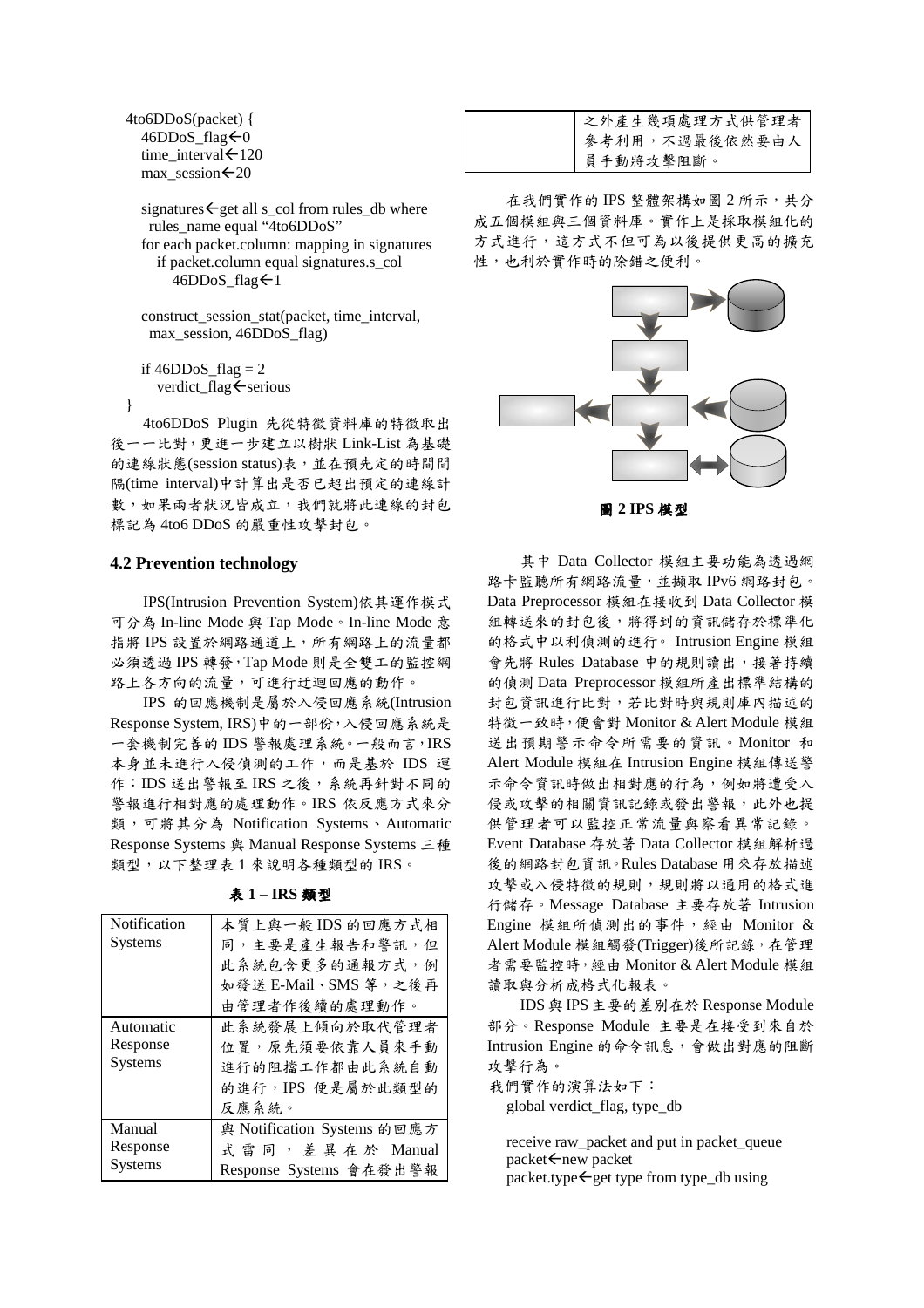```
4to6DDoS(packet) {
   46DDoS_flag←0
   time_interval←120
   max_session←20

   signatures←get all s_col from rules_db where
     rules_name equal "4to6DDoS"
   for each packet.column: mapping in signatures
      if packet.column equal signatures.s_col
         46DDoS_flag←1

   construct_session_stat(packet, time_interval,
     max_session, 46DDoS_flag)

   if 46DDoS_flag = 2
      verdict_flag←serious
}
```

4to6DDoS Plugin 先從特徵資料庫的特徵取出後一一比對，更進一步建立以樹狀 Link-List 為基礎的連線狀態(session status)表，並在預先定的時間間隔(time interval)中計算出是否已超出預定的連線計數，如果兩者狀況皆成立，我們就將此連線的封包標記為 4to6 DDoS 的嚴重性攻擊封包。

### 4.2 Prevention technology

IPS(Intrusion Prevention System)依其運作模式可分為 In-line Mode 與 Tap Mode。In-line Mode 意指將 IPS 設置於網路通道上，所有網路上的流量都必須透過 IPS 轉發，Tap Mode 則是全雙工的監控網路上各方向的流量，可進行迂迴回應的動作。

IPS 的回應機制是屬於入侵回應系統(Intrusion Response System, IRS)中的一部份，入侵回應系統是一套機制完善的 IDS 警報處理系統。一般而言，IRS 本身並未進行入侵偵測的工作，而是基於 IDS 運作：IDS 送出警報至 IRS 之後，系統再針對不同的警報進行相對應的處理動作。IRS 依反應方式來分類，可將其分為 Notification Systems、Automatic Response Systems 與 Manual Response Systems 三種類型，以下整理表 1 來說明各種類型的 IRS。

**表 1 – IRS 類型**

| | |
|---|---|
| Notification Systems | 本質上與一般 IDS 的回應方式相同，主要是產生報告和警訊，但此系統包含更多的通報方式，例如發送 E-Mail、SMS 等，之後再由管理者作後續的處理動作。 |
| Automatic Response Systems | 此系統發展上傾向於取代管理者位置，原先須要依靠人員來手動進行的阻擋工作都由此系統自動的進行，IPS 便是屬於此類型的反應系統。 |
| Manual Response Systems | 與 Notification Systems 的回應方式雷同，差異在於 Manual Response Systems 會在發出警報之外產生幾項處理方式供管理者參考利用，不過最後依然要由人員手動將攻擊阻斷。 |

在我們實作的 IPS 整體架構如圖 2 所示，共分成五個模組與三個資料庫。實作上是採取模組化的方式進行，這方式不但可為以後提供更高的擴充性，也利於實作時的除錯之便利。

**圖 2 IPS 模型**

其中 Data Collector 模組主要功能為透過網路卡監聽所有網路流量，並擷取 IPv6 網路封包。Data Preprocessor 模組在接收到 Data Collector 模組轉送來的封包後，將得到的資訊儲存於標準化的格式中以利偵測的進行。 Intrusion Engine 模組會先將 Rules Database 中的規則讀出，接著持續的偵測 Data Preprocessor 模組所產出標準結構的封包資訊進行比對，若比對時與規則庫內描述的特徵一致時，便會對 Monitor & Alert Module 模組送出預期警示命令所需要的資訊。Monitor 和 Alert Module 模組在 Intrusion Engine 模組傳送警示命令資訊時做出相對應的行為，例如將遭受入侵或攻擊的相關資訊記錄或發出警報，此外也提供管理者可以監控正常流量與察看異常記錄。Event Database 存放著 Data Collector 模組解析過後的網路封包資訊。Rules Database 用來存放描述攻擊或入侵特徵的規則，規則將以通用的格式進行儲存。Message Database 主要存放著 Intrusion Engine 模組所偵測出的事件，經由 Monitor & Alert Module 模組觸發(Trigger)後所記錄，在管理者需要監控時，經由 Monitor & Alert Module 模組讀取與分析成格式化報表。

IDS 與 IPS 主要的差別在於 Response Module 部分。Response Module 主要是在接受到來自於 Intrusion Engine 的命令訊息，會做出對應的阻斷攻擊行為。

我們實作的演算法如下：

```
global verdict_flag, type_db

receive raw_packet and put in packet_queue
packet←new packet
packet.type←get type from type_db using
```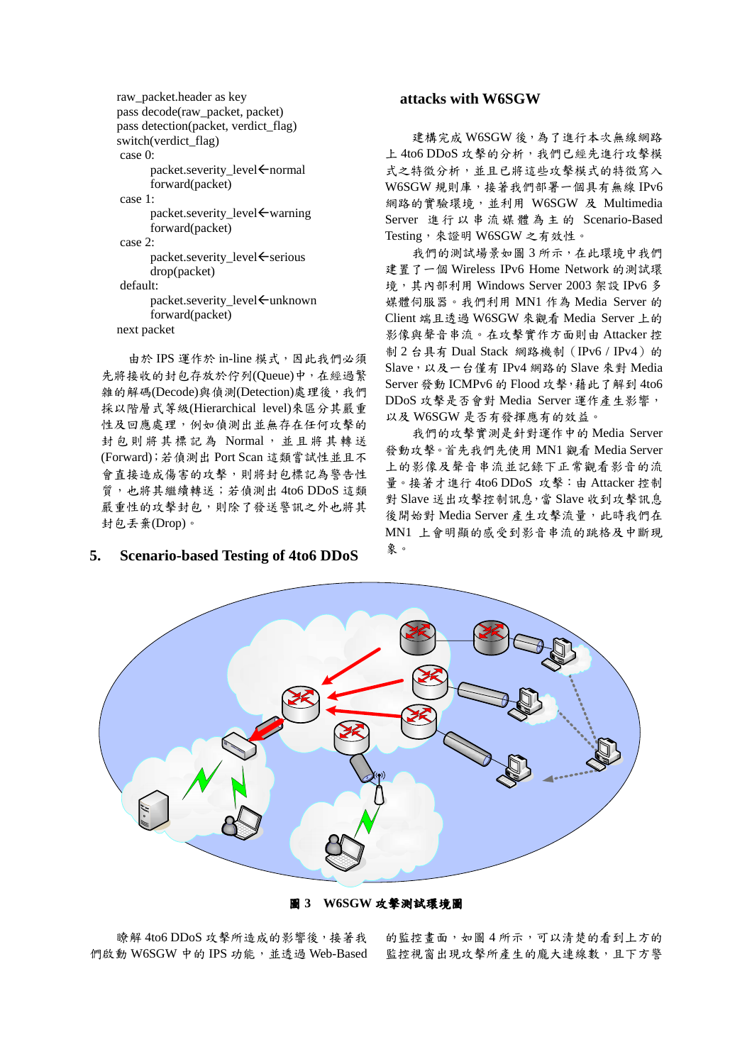```
raw_packet.header as key
pass decode(raw_packet, packet)
pass detection(packet, verdict_flag)
switch(verdict_flag)
 case 0:
       packet.severity_level←normal
       forward(packet)
 case 1:
       packet.severity_level←warning
       forward(packet)
 case 2:
       packet.severity_level←serious
       drop(packet)
 default:
       packet.severity_level←unknown
       forward(packet)
next packet
```

由於 IPS 運作於 in-line 模式，因此我們必須先將接收的封包存放於佇列(Queue)中，在經過繁雜的解碼(Decode)與偵測(Detection)處理後，我們採以階層式等級(Hierarchical level)來區分其嚴重性及回應處理，例如偵測出並無存在任何攻擊的封包則將其標記為 Normal，並且將其轉送(Forward)；若偵測出 Port Scan 這類嘗試性並且不會直接造成傷害的攻擊，則將封包標記為警告性質，也將其繼續轉送；若偵測出 4to6 DDoS 這類嚴重性的攻擊封包，則除了發送警訊之外也將其封包丟棄(Drop)。

## 5. Scenario-based Testing of 4to6 DDoS attacks with W6SGW

建構完成 W6SGW 後，為了進行本次無線網路上 4to6 DDoS 攻擊的分析，我們已經先進行攻擊模式之特徵分析，並且已將這些攻擊模式的特徵寫入 W6SGW 規則庫，接著我們部署一個具有無線 IPv6 網路的實驗環境，並利用 W6SGW 及 Multimedia Server 進行以串流媒體為主的 Scenario-Based Testing，來證明 W6SGW 之有效性。

我們的測試場景如圖 3 所示，在此環境中我們建置了一個 Wireless IPv6 Home Network 的測試環境，其內部利用 Windows Server 2003 架設 IPv6 多媒體伺服器。我們利用 MN1 作為 Media Server 的 Client 端且透過 W6SGW 來觀看 Media Server 上的影像與聲音串流。在攻擊實作方面則由 Attacker 控制 2 台具有 Dual Stack 網路機制（IPv6 / IPv4）的 Slave，以及一台僅有 IPv4 網路的 Slave 來對 Media Server 發動 ICMPv6 的 Flood 攻擊，藉此了解到 4to6 DDoS 攻擊是否會對 Media Server 運作產生影響，以及 W6SGW 是否有發揮應有的效益。

我們的攻擊實測是針對運作中的 Media Server 發動攻擊。首先我們先使用 MN1 觀看 Media Server 上的影像及聲音串流並記錄下正常觀看影音的流量。接著才進行 4to6 DDoS 攻擊：由 Attacker 控制對 Slave 送出攻擊控制訊息，當 Slave 收到攻擊訊息後開始對 Media Server 產生攻擊流量，此時我們在 MN1 上會明顯的感受到影音串流的跳格及中斷現象。

圖 3 W6SGW 攻擊測試環境圖

瞭解 4to6 DDoS 攻擊所造成的影響後，接著我們啟動 W6SGW 中的 IPS 功能，並透過 Web-Based 的監控畫面，如圖 4 所示，可以清楚的看到上方的監控視窗出現攻擊所產生的龐大連線數，且下方警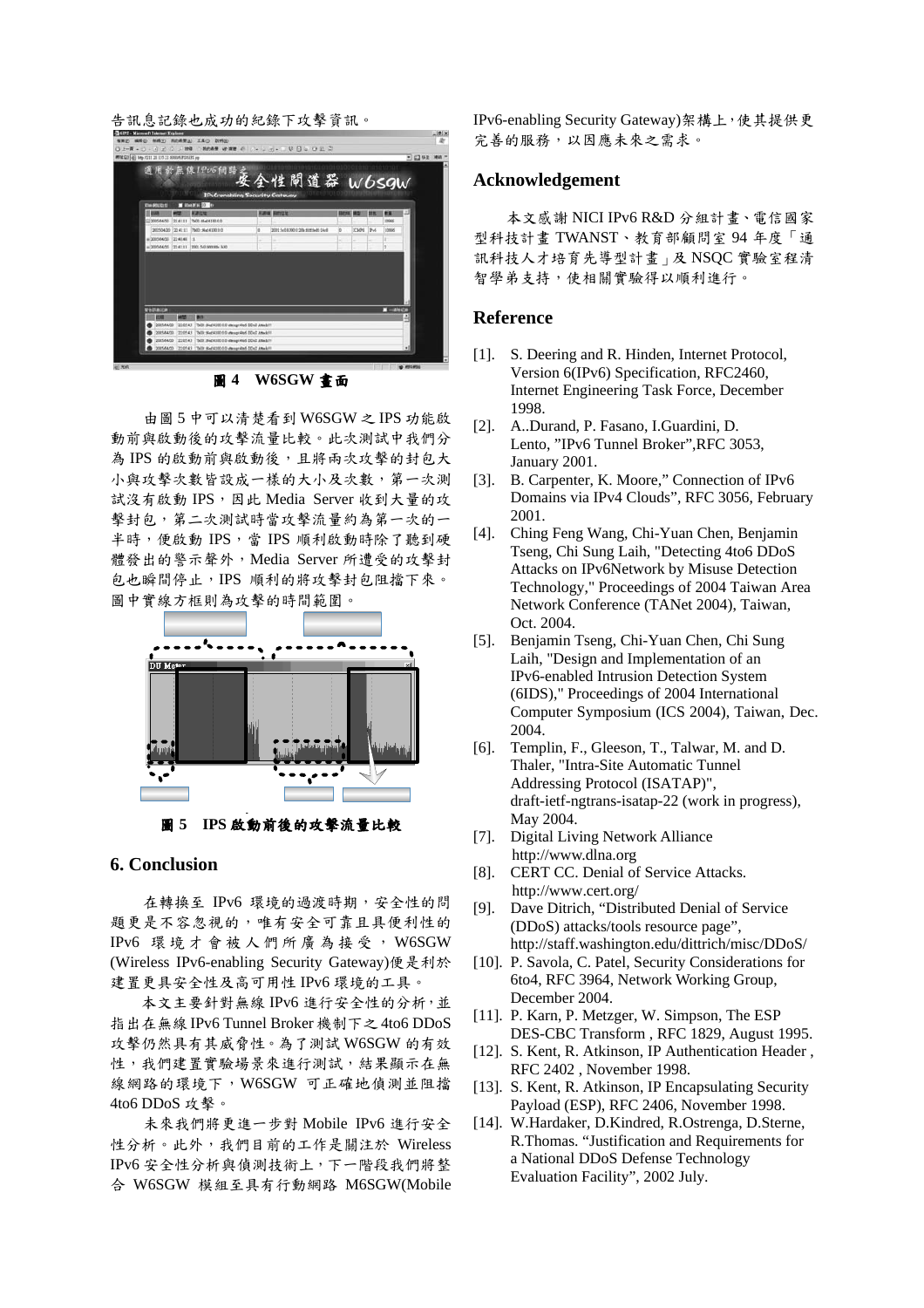告訊息記錄也成功的紀錄下攻擊資訊。

圖 4 W6SGW 畫面

由圖 5 中可以清楚看到 W6SGW 之 IPS 功能啟動前與啟動後的攻擊流量比較。此次測試中我們分為 IPS 的啟動前與啟動後，且將兩次攻擊的封包大小與攻擊次數皆設成一樣的大小及次數，第一次測試沒有啟動 IPS，因此 Media Server 收到大量的攻擊封包，第二次測試時當攻擊流量約為第一次的一半時，便啟動 IPS，當 IPS 順利啟動時除了聽到硬體發出的警示聲外，Media Server 所遭受的攻擊封包也瞬間停止，IPS 順利的將攻擊封包阻擋下來。圖中實線方框則為攻擊的時間範圍。

DU Meter

圖 5 IPS 啟動前後的攻擊流量比較

## 6. Conclusion

在轉換至 IPv6 環境的過渡時期，安全性的問題更是不容忽視的，唯有安全可靠且具便利性的 IPv6 環境才會被人們所廣為接受，W6SGW (Wireless IPv6-enabling Security Gateway)便是利於建置更具安全性及高可用性 IPv6 環境的工具。

本文主要針對無線 IPv6 進行安全性的分析，並指出在無線 IPv6 Tunnel Broker 機制下之 4to6 DDoS 攻擊仍然具有其威脅性。為了測試 W6SGW 的有效性，我們建置實驗場景來進行測試，結果顯示在無線網路的環境下，W6SGW 可正確地偵測並阻擋 4to6 DDoS 攻擊。

未來我們將更進一步對 Mobile IPv6 進行安全性分析。此外，我們目前的工作是關注於 Wireless IPv6 安全性分析與偵測技術上，下一階段我們將整合 W6SGW 模組至具有行動網路 M6SGW(Mobile IPv6-enabling Security Gateway)架構上，使其提供更完善的服務，以因應未來之需求。

## Acknowledgement

本文感謝 NICI IPv6 R&D 分組計畫、電信國家型科技計畫 TWANST、教育部顧問室 94 年度「通訊科技人才培育先導型計畫」及 NSQC 實驗室程清智學弟支持，使相關實驗得以順利進行。

## Reference

[1]. S. Deering and R. Hinden, Internet Protocol, Version 6(IPv6) Specification, RFC2460, Internet Engineering Task Force, December 1998.

[2]. A..Durand, P. Fasano, I.Guardini, D. Lento, "IPv6 Tunnel Broker",RFC 3053, January 2001.

[3]. B. Carpenter, K. Moore," Connection of IPv6 Domains via IPv4 Clouds", RFC 3056, February 2001.

[4]. Ching Feng Wang, Chi-Yuan Chen, Benjamin Tseng, Chi Sung Laih, "Detecting 4to6 DDoS Attacks on IPv6Network by Misuse Detection Technology," Proceedings of 2004 Taiwan Area Network Conference (TANet 2004), Taiwan, Oct. 2004.

[5]. Benjamin Tseng, Chi-Yuan Chen, Chi Sung Laih, "Design and Implementation of an IPv6-enabled Intrusion Detection System (6IDS)," Proceedings of 2004 International Computer Symposium (ICS 2004), Taiwan, Dec. 2004.

[6]. Templin, F., Gleeson, T., Talwar, M. and D. Thaler, "Intra-Site Automatic Tunnel Addressing Protocol (ISATAP)", draft-ietf-ngtrans-isatap-22 (work in progress), May 2004.

[7]. Digital Living Network Alliance http://www.dlna.org

[8]. CERT CC. Denial of Service Attacks. http://www.cert.org/

[9]. Dave Ditrich, "Distributed Denial of Service (DDoS) attacks/tools resource page", http://staff.washington.edu/dittrich/misc/DDoS/

[10]. P. Savola, C. Patel, Security Considerations for 6to4, RFC 3964, Network Working Group, December 2004.

[11]. P. Karn, P. Metzger, W. Simpson, The ESP DES-CBC Transform , RFC 1829, August 1995.

[12]. S. Kent, R. Atkinson, IP Authentication Header , RFC 2402 , November 1998.

[13]. S. Kent, R. Atkinson, IP Encapsulating Security Payload (ESP), RFC 2406, November 1998.

[14]. W.Hardaker, D.Kindred, R.Ostrenga, D.Sterne, R.Thomas. "Justification and Requirements for a National DDoS Defense Technology Evaluation Facility", 2002 July.